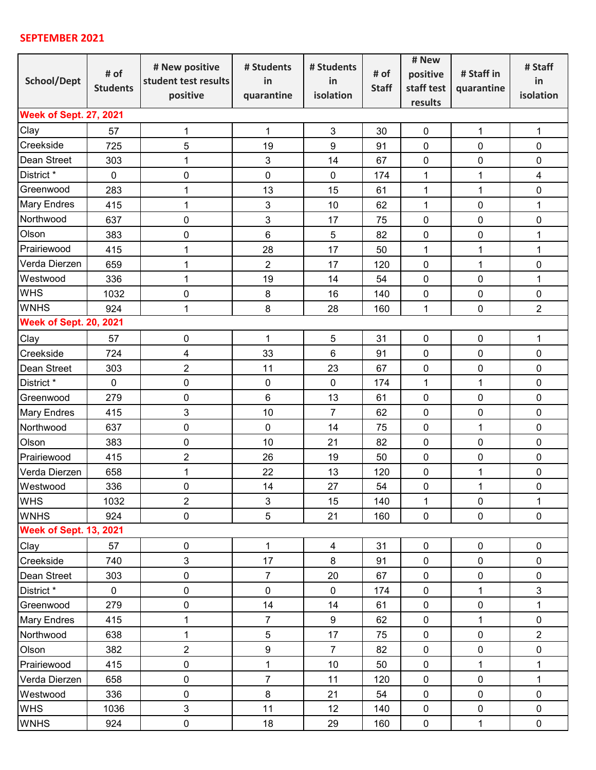**SEPTEMBER 2021**

| School/Dept | # of Students | # New positive student test results positive | # Students in quarantine | # Students in isolation | # of Staff | # New positive staff test results | # Staff in quarantine | # Staff in isolation |
|---|---|---|---|---|---|---|---|---|
| **Week of Sept. 27, 2021** | | | | | | | | |
| Clay | 57 | 1 | 1 | 3 | 30 | 0 | 1 | 1 |
| Creekside | 725 | 5 | 19 | 9 | 91 | 0 | 0 | 0 |
| Dean Street | 303 | 1 | 3 | 14 | 67 | 0 | 0 | 0 |
| District * | 0 | 0 | 0 | 0 | 174 | 1 | 1 | 4 |
| Greenwood | 283 | 1 | 13 | 15 | 61 | 1 | 1 | 0 |
| Mary Endres | 415 | 1 | 3 | 10 | 62 | 1 | 0 | 1 |
| Northwood | 637 | 0 | 3 | 17 | 75 | 0 | 0 | 0 |
| Olson | 383 | 0 | 6 | 5 | 82 | 0 | 0 | 1 |
| Prairiewood | 415 | 1 | 28 | 17 | 50 | 1 | 1 | 1 |
| Verda Dierzen | 659 | 1 | 2 | 17 | 120 | 0 | 1 | 0 |
| Westwood | 336 | 1 | 19 | 14 | 54 | 0 | 0 | 1 |
| WHS | 1032 | 0 | 8 | 16 | 140 | 0 | 0 | 0 |
| WNHS | 924 | 1 | 8 | 28 | 160 | 1 | 0 | 2 |
| **Week of Sept. 20, 2021** | | | | | | | | |
| Clay | 57 | 0 | 1 | 5 | 31 | 0 | 0 | 1 |
| Creekside | 724 | 4 | 33 | 6 | 91 | 0 | 0 | 0 |
| Dean Street | 303 | 2 | 11 | 23 | 67 | 0 | 0 | 0 |
| District * | 0 | 0 | 0 | 0 | 174 | 1 | 1 | 0 |
| Greenwood | 279 | 0 | 6 | 13 | 61 | 0 | 0 | 0 |
| Mary Endres | 415 | 3 | 10 | 7 | 62 | 0 | 0 | 0 |
| Northwood | 637 | 0 | 0 | 14 | 75 | 0 | 1 | 0 |
| Olson | 383 | 0 | 10 | 21 | 82 | 0 | 0 | 0 |
| Prairiewood | 415 | 2 | 26 | 19 | 50 | 0 | 0 | 0 |
| Verda Dierzen | 658 | 1 | 22 | 13 | 120 | 0 | 1 | 0 |
| Westwood | 336 | 0 | 14 | 27 | 54 | 0 | 1 | 0 |
| WHS | 1032 | 2 | 3 | 15 | 140 | 1 | 0 | 1 |
| WNHS | 924 | 0 | 5 | 21 | 160 | 0 | 0 | 0 |
| **Week of Sept. 13, 2021** | | | | | | | | |
| Clay | 57 | 0 | 1 | 4 | 31 | 0 | 0 | 0 |
| Creekside | 740 | 3 | 17 | 8 | 91 | 0 | 0 | 0 |
| Dean Street | 303 | 0 | 7 | 20 | 67 | 0 | 0 | 0 |
| District * | 0 | 0 | 0 | 0 | 174 | 0 | 1 | 3 |
| Greenwood | 279 | 0 | 14 | 14 | 61 | 0 | 0 | 1 |
| Mary Endres | 415 | 1 | 7 | 9 | 62 | 0 | 1 | 0 |
| Northwood | 638 | 1 | 5 | 17 | 75 | 0 | 0 | 2 |
| Olson | 382 | 2 | 9 | 7 | 82 | 0 | 0 | 0 |
| Prairiewood | 415 | 0 | 1 | 10 | 50 | 0 | 1 | 1 |
| Verda Dierzen | 658 | 0 | 7 | 11 | 120 | 0 | 0 | 1 |
| Westwood | 336 | 0 | 8 | 21 | 54 | 0 | 0 | 0 |
| WHS | 1036 | 3 | 11 | 12 | 140 | 0 | 0 | 0 |
| WNHS | 924 | 0 | 18 | 29 | 160 | 0 | 1 | 0 |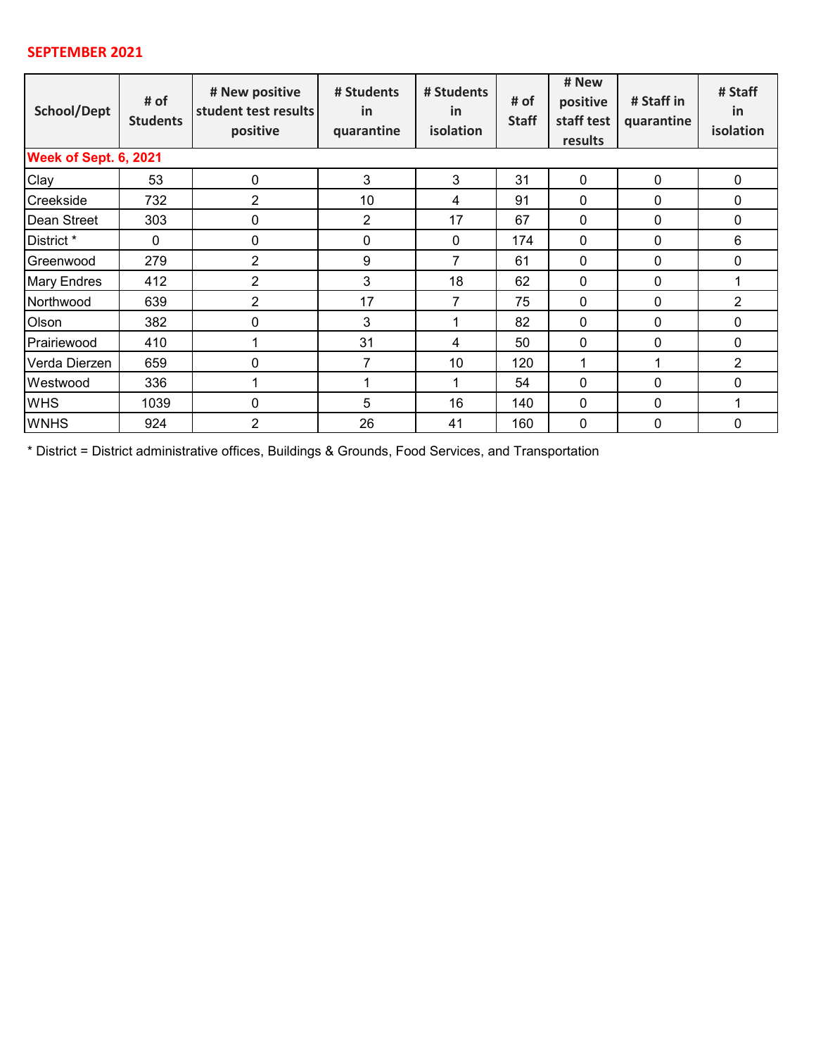**SEPTEMBER 2021**

| School/Dept | # of Students | # New positive student test results positive | # Students in quarantine | # Students in isolation | # of Staff | # New positive staff test results | # Staff in quarantine | # Staff in isolation |
|---|---|---|---|---|---|---|---|---|
| **Week of Sept. 6, 2021** | | | | | | | | |
| Clay | 53 | 0 | 3 | 3 | 31 | 0 | 0 | 0 |
| Creekside | 732 | 2 | 10 | 4 | 91 | 0 | 0 | 0 |
| Dean Street | 303 | 0 | 2 | 17 | 67 | 0 | 0 | 0 |
| District * | 0 | 0 | 0 | 0 | 174 | 0 | 0 | 6 |
| Greenwood | 279 | 2 | 9 | 7 | 61 | 0 | 0 | 0 |
| Mary Endres | 412 | 2 | 3 | 18 | 62 | 0 | 0 | 1 |
| Northwood | 639 | 2 | 17 | 7 | 75 | 0 | 0 | 2 |
| Olson | 382 | 0 | 3 | 1 | 82 | 0 | 0 | 0 |
| Prairiewood | 410 | 1 | 31 | 4 | 50 | 0 | 0 | 0 |
| Verda Dierzen | 659 | 0 | 7 | 10 | 120 | 1 | 1 | 2 |
| Westwood | 336 | 1 | 1 | 1 | 54 | 0 | 0 | 0 |
| WHS | 1039 | 0 | 5 | 16 | 140 | 0 | 0 | 1 |
| WNHS | 924 | 2 | 26 | 41 | 160 | 0 | 0 | 0 |

* District = District administrative offices, Buildings & Grounds, Food Services, and Transportation